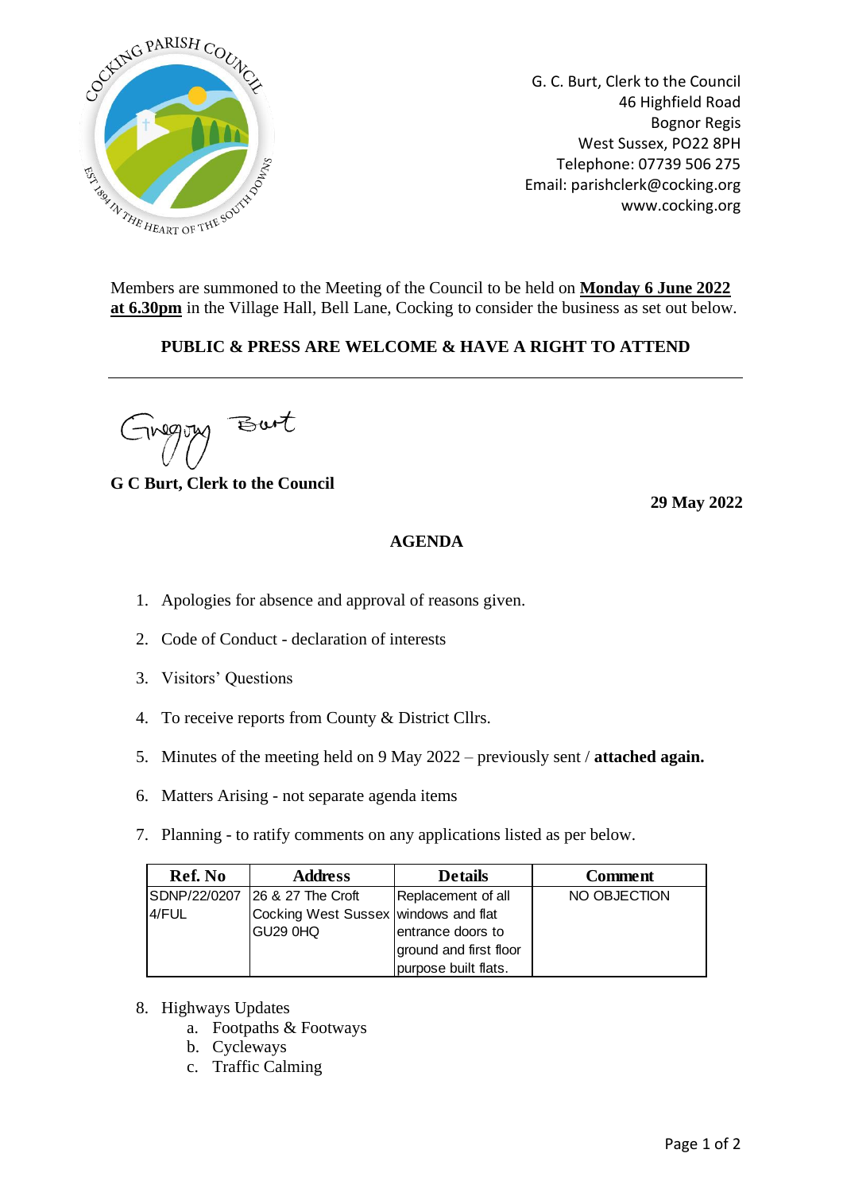G. C. Burt, Clerk to the Council
46 Highfield Road
Bognor Regis
West Sussex, PO22 8PH
Telephone: 07739 506 275
Email: parishclerk@cocking.org
www.cocking.org

Members are summoned to the Meeting of the Council to be held on **Monday 6 June 2022 at 6.30pm** in the Village Hall, Bell Lane, Cocking to consider the business as set out below.

**PUBLIC & PRESS ARE WELCOME & HAVE A RIGHT TO ATTEND**

---

Gregory Burt

**G C Burt, Clerk to the Council**

**29 May 2022**

## AGENDA

1. Apologies for absence and approval of reasons given.
2. Code of Conduct - declaration of interests
3. Visitors' Questions
4. To receive reports from County & District Cllrs.
5. Minutes of the meeting held on 9 May 2022 – previously sent / **attached again.**
6. Matters Arising - not separate agenda items
7. Planning - to ratify comments on any applications listed as per below.

| Ref. No | Address | Details | Comment |
|---|---|---|---|
| SDNP/22/02074/FUL | 26 & 27 The Croft Cocking West Sussex GU29 0HQ | Replacement of all windows and flat entrance doors to ground and first floor purpose built flats. | NO OBJECTION |

8. Highways Updates
    a. Footpaths & Footways
    b. Cycleways
    c. Traffic Calming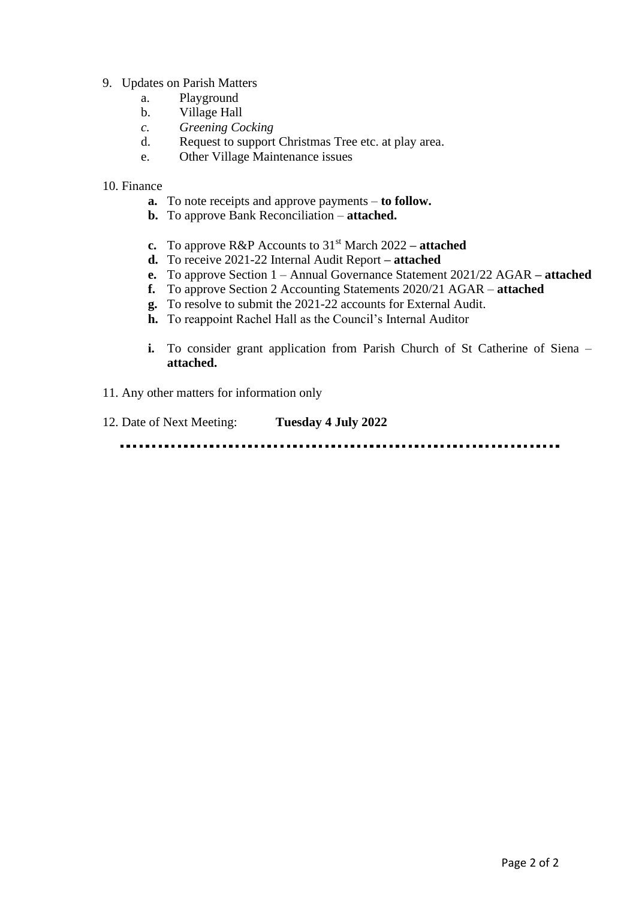9. Updates on Parish Matters
    a. Playground
    b. Village Hall
    *c. Greening Cocking*
    d. Request to support Christmas Tree etc. at play area.
    e. Other Village Maintenance issues

10. Finance
    **a.** To note receipts and approve payments – **to follow.**
    **b.** To approve Bank Reconciliation – **attached.**

    **c.** To approve R&P Accounts to 31st March 2022 **– attached**
    **d.** To receive 2021-22 Internal Audit Report **– attached**
    **e.** To approve Section 1 – Annual Governance Statement 2021/22 AGAR **– attached**
    **f.** To approve Section 2 Accounting Statements 2020/21 AGAR – **attached**
    **g.** To resolve to submit the 2021-22 accounts for External Audit.
    **h.** To reappoint Rachel Hall as the Council's Internal Auditor

    **i.** To consider grant application from Parish Church of St Catherine of Siena – **attached.**

11. Any other matters for information only

12. Date of Next Meeting: **Tuesday 4 July 2022**